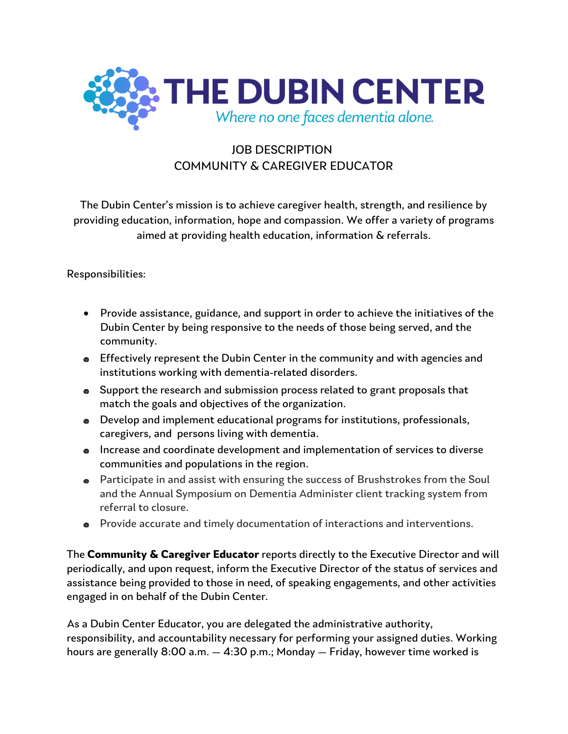# THE DUBIN CENTER

*Where no one faces dementia alone.*

## JOB DESCRIPTION
## COMMUNITY & CAREGIVER EDUCATOR

The Dubin Center's mission is to achieve caregiver health, strength, and resilience by providing education, information, hope and compassion. We offer a variety of programs aimed at providing health education, information & referrals.

Responsibilities:

- Provide assistance, guidance, and support in order to achieve the initiatives of the Dubin Center by being responsive to the needs of those being served, and the community.
- Effectively represent the Dubin Center in the community and with agencies and institutions working with dementia-related disorders.
- Support the research and submission process related to grant proposals that match the goals and objectives of the organization.
- Develop and implement educational programs for institutions, professionals, caregivers, and persons living with dementia.
- Increase and coordinate development and implementation of services to diverse communities and populations in the region.
- Participate in and assist with ensuring the success of Brushstrokes from the Soul and the Annual Symposium on Dementia Administer client tracking system from referral to closure.
- Provide accurate and timely documentation of interactions and interventions.

The **Community & Caregiver Educator** reports directly to the Executive Director and will periodically, and upon request, inform the Executive Director of the status of services and assistance being provided to those in need, of speaking engagements, and other activities engaged in on behalf of the Dubin Center.

As a Dubin Center Educator, you are delegated the administrative authority, responsibility, and accountability necessary for performing your assigned duties. Working hours are generally 8:00 a.m. — 4:30 p.m.; Monday — Friday, however time worked is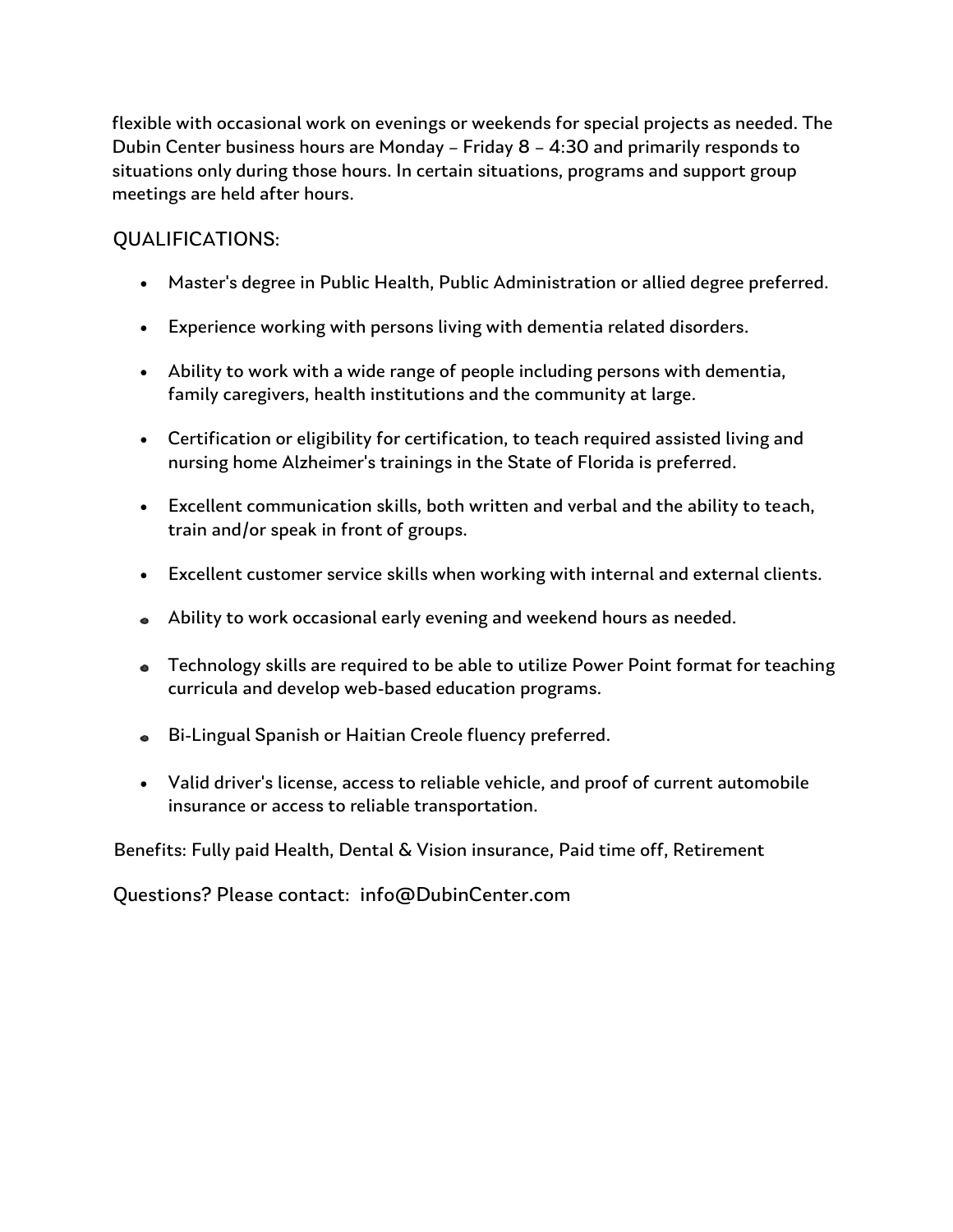flexible with occasional work on evenings or weekends for special projects as needed. The Dubin Center business hours are Monday – Friday 8 – 4:30 and primarily responds to situations only during those hours. In certain situations, programs and support group meetings are held after hours.

## QUALIFICATIONS:

- Master's degree in Public Health, Public Administration or allied degree preferred.
- Experience working with persons living with dementia related disorders.
- Ability to work with a wide range of people including persons with dementia, family caregivers, health institutions and the community at large.
- Certification or eligibility for certification, to teach required assisted living and nursing home Alzheimer's trainings in the State of Florida is preferred.
- Excellent communication skills, both written and verbal and the ability to teach, train and/or speak in front of groups.
- Excellent customer service skills when working with internal and external clients.
- Ability to work occasional early evening and weekend hours as needed.
- Technology skills are required to be able to utilize Power Point format for teaching curricula and develop web-based education programs.
- Bi-Lingual Spanish or Haitian Creole fluency preferred.
- Valid driver's license, access to reliable vehicle, and proof of current automobile insurance or access to reliable transportation.

Benefits: Fully paid Health, Dental & Vision insurance, Paid time off, Retirement

Questions? Please contact: info@DubinCenter.com